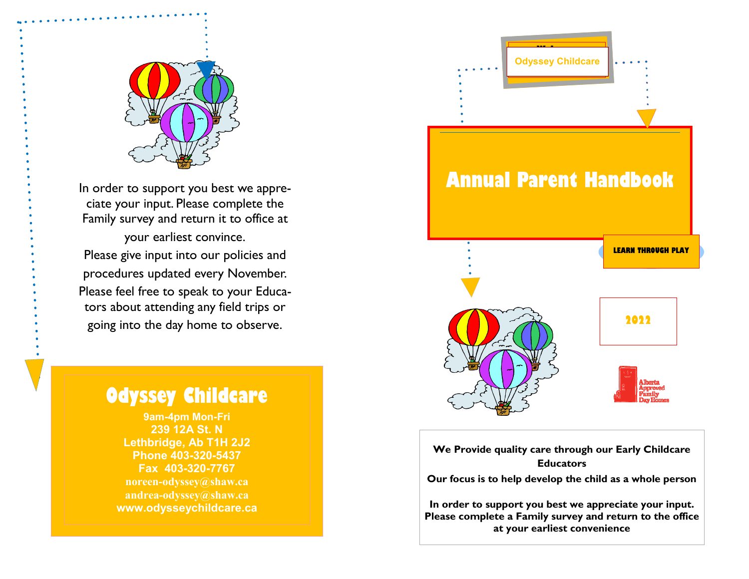In order to support you best we appreciate your input. Please complete the Family survey and return it to office at your earliest convince.

Please give input into our policies and procedures updated every November.

Please feel free to speak to your Educators about attending any field trips or going into the day home to observe.

# Odyssey Childcare

9am-4pm Mon-Fri
239 12A St. N
Lethbridge, Ab T1H 2J2
Phone 403-320-5437
Fax 403-320-7767
noreen-odyssey@shaw.ca
andrea-odyssey@shaw.ca
www.odysseychildcare.ca

Odyssey Childcare

# Annual Parent Handbook

LEARN THROUGH PLAY

2022

Alberta Approved Family Day Homes

**We Provide quality care through our Early Childcare Educators**

**Our focus is to help develop the child as a whole person**

**In order to support you best we appreciate your input. Please complete a Family survey and return to the office at your earliest convenience**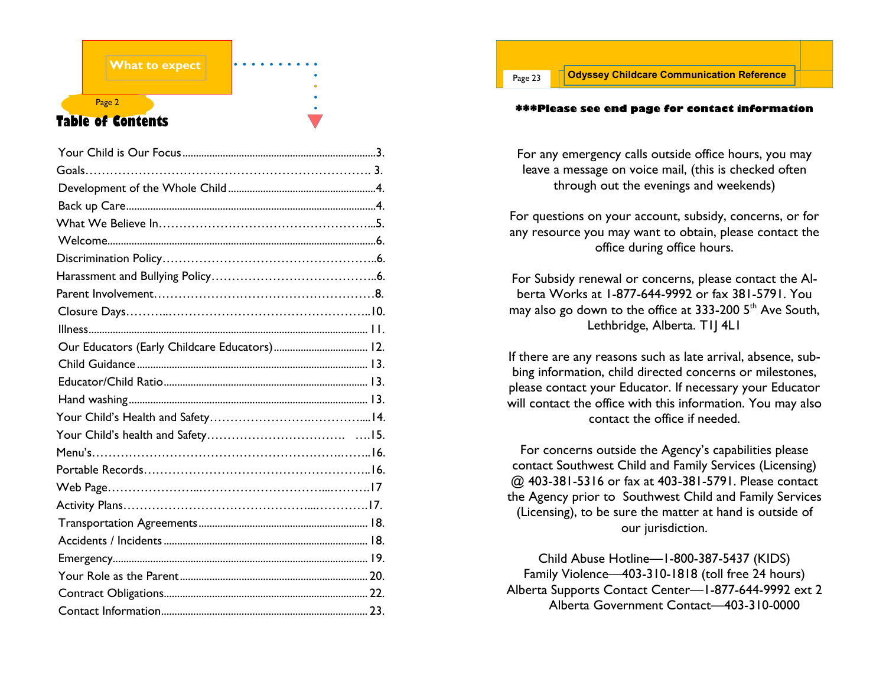What to expect

## Table of Contents

| | |
|---|---|
| Your Child is Our Focus | 3. |
| Goals | 3. |
| Development of the Whole Child | 4. |
| Back up Care | 4. |
| What We Believe In | 5. |
| Welcome | 6. |
| Discrimination Policy | 6. |
| Harassment and Bullying Policy | 6. |
| Parent Involvement | 8. |
| Closure Days | 10. |
| Illness | 11. |
| Our Educators (Early Childcare Educators) | 12. |
| Child Guidance | 13. |
| Educator/Child Ratio | 13. |
| Hand washing | 13. |
| Your Child's Health and Safety | 14. |
| Your Child's health and Safety | 15. |
| Menu's | 16. |
| Portable Records | 16. |
| Web Page | 17 |
| Activity Plans | 17. |
| Transportation Agreements | 18. |
| Accidents / Incidents | 18. |
| Emergency | 19. |
| Your Role as the Parent | 20. |
| Contract Obligations | 22. |
| Contact Information | 23. |

Odyssey Childcare Communication Reference

**\*\*\*Please see end page for contact information**

For any emergency calls outside office hours, you may leave a message on voice mail, (this is checked often through out the evenings and weekends)

For questions on your account, subsidy, concerns, or for any resource you may want to obtain, please contact the office during office hours.

For Subsidy renewal or concerns, please contact the Alberta Works at 1-877-644-9992 or fax 381-5791. You may also go down to the office at 333-200 5th Ave South, Lethbridge, Alberta. T1J 4L1

If there are any reasons such as late arrival, absence, subbing information, child directed concerns or milestones, please contact your Educator. If necessary your Educator will contact the office with this information. You may also contact the office if needed.

For concerns outside the Agency's capabilities please contact Southwest Child and Family Services (Licensing) @ 403-381-5316 or fax at 403-381-5791. Please contact the Agency prior to Southwest Child and Family Services (Licensing), to be sure the matter at hand is outside of our jurisdiction.

Child Abuse Hotline—1-800-387-5437 (KIDS)
Family Violence—403-310-1818 (toll free 24 hours)
Alberta Supports Contact Center—1-877-644-9992 ext 2
Alberta Government Contact—403-310-0000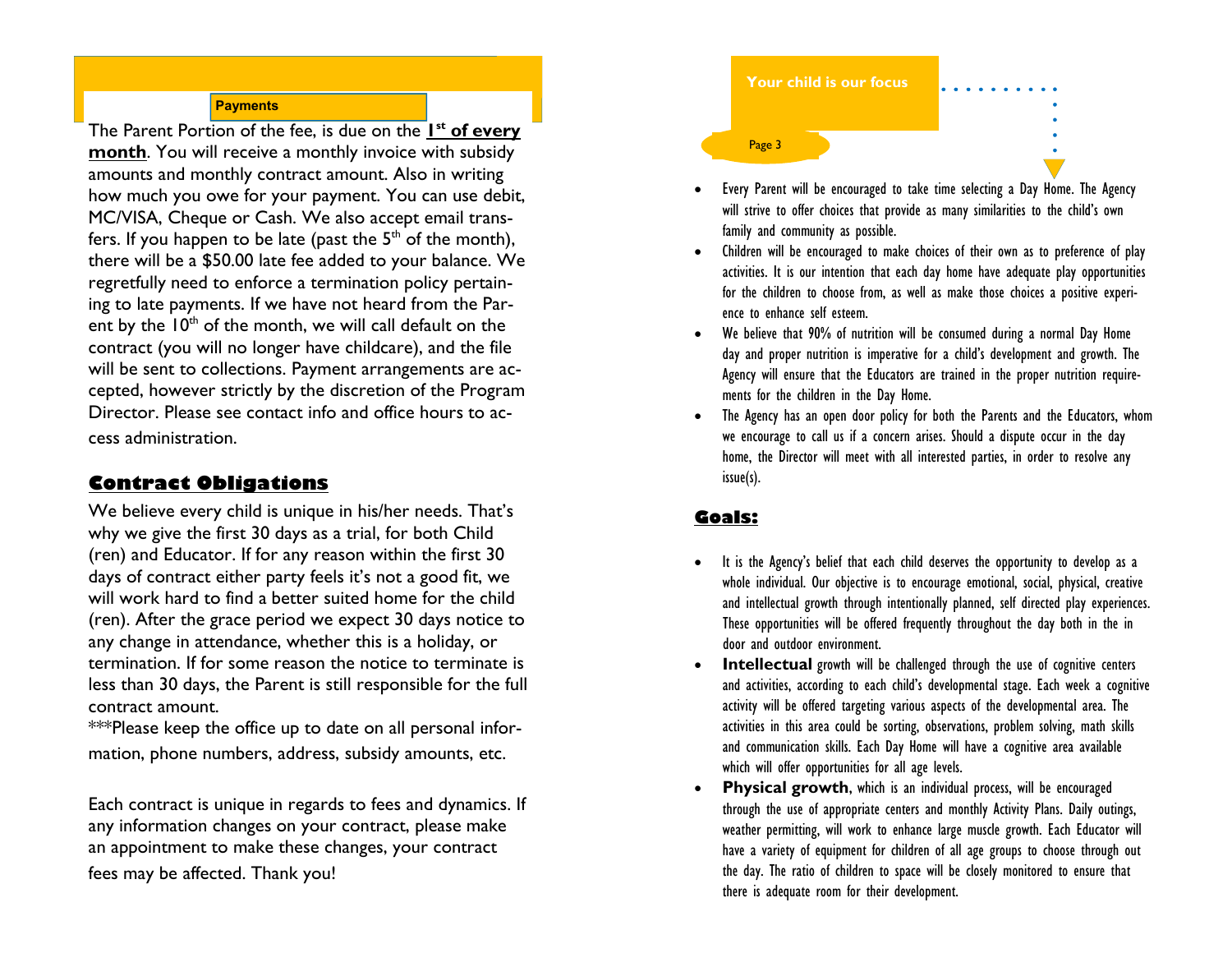## Payments

The Parent Portion of the fee, is due on the **1st of every month**. You will receive a monthly invoice with subsidy amounts and monthly contract amount. Also in writing how much you owe for your payment. You can use debit, MC/VISA, Cheque or Cash. We also accept email transfers. If you happen to be late (past the 5th of the month), there will be a $50.00 late fee added to your balance. We regretfully need to enforce a termination policy pertaining to late payments. If we have not heard from the Parent by the 10th of the month, we will call default on the contract (you will no longer have childcare), and the file will be sent to collections. Payment arrangements are accepted, however strictly by the discretion of the Program Director. Please see contact info and office hours to access administration.

## Contract Obligations

We believe every child is unique in his/her needs. That's why we give the first 30 days as a trial, for both Child (ren) and Educator. If for any reason within the first 30 days of contract either party feels it's not a good fit, we will work hard to find a better suited home for the child (ren). After the grace period we expect 30 days notice to any change in attendance, whether this is a holiday, or termination. If for some reason the notice to terminate is less than 30 days, the Parent is still responsible for the full contract amount.

***Please keep the office up to date on all personal information, phone numbers, address, subsidy amounts, etc.

Each contract is unique in regards to fees and dynamics. If any information changes on your contract, please make an appointment to make these changes, your contract fees may be affected. Thank you!

**Your child is our focus**

- Every Parent will be encouraged to take time selecting a Day Home. The Agency will strive to offer choices that provide as many similarities to the child's own family and community as possible.
- Children will be encouraged to make choices of their own as to preference of play activities. It is our intention that each day home have adequate play opportunities for the children to choose from, as well as make those choices a positive experience to enhance self esteem.
- We believe that 90% of nutrition will be consumed during a normal Day Home day and proper nutrition is imperative for a child's development and growth. The Agency will ensure that the Educators are trained in the proper nutrition requirements for the children in the Day Home.
- The Agency has an open door policy for both the Parents and the Educators, whom we encourage to call us if a concern arises. Should a dispute occur in the day home, the Director will meet with all interested parties, in order to resolve any issue(s).

## Goals:

- It is the Agency's belief that each child deserves the opportunity to develop as a whole individual. Our objective is to encourage emotional, social, physical, creative and intellectual growth through intentionally planned, self directed play experiences. These opportunities will be offered frequently throughout the day both in the in door and outdoor environment.
- **Intellectual** growth will be challenged through the use of cognitive centers and activities, according to each child's developmental stage. Each week a cognitive activity will be offered targeting various aspects of the developmental area. The activities in this area could be sorting, observations, problem solving, math skills and communication skills. Each Day Home will have a cognitive area available which will offer opportunities for all age levels.
- **Physical growth**, which is an individual process, will be encouraged through the use of appropriate centers and monthly Activity Plans. Daily outings, weather permitting, will work to enhance large muscle growth. Each Educator will have a variety of equipment for children of all age groups to choose through out the day. The ratio of children to space will be closely monitored to ensure that there is adequate room for their development.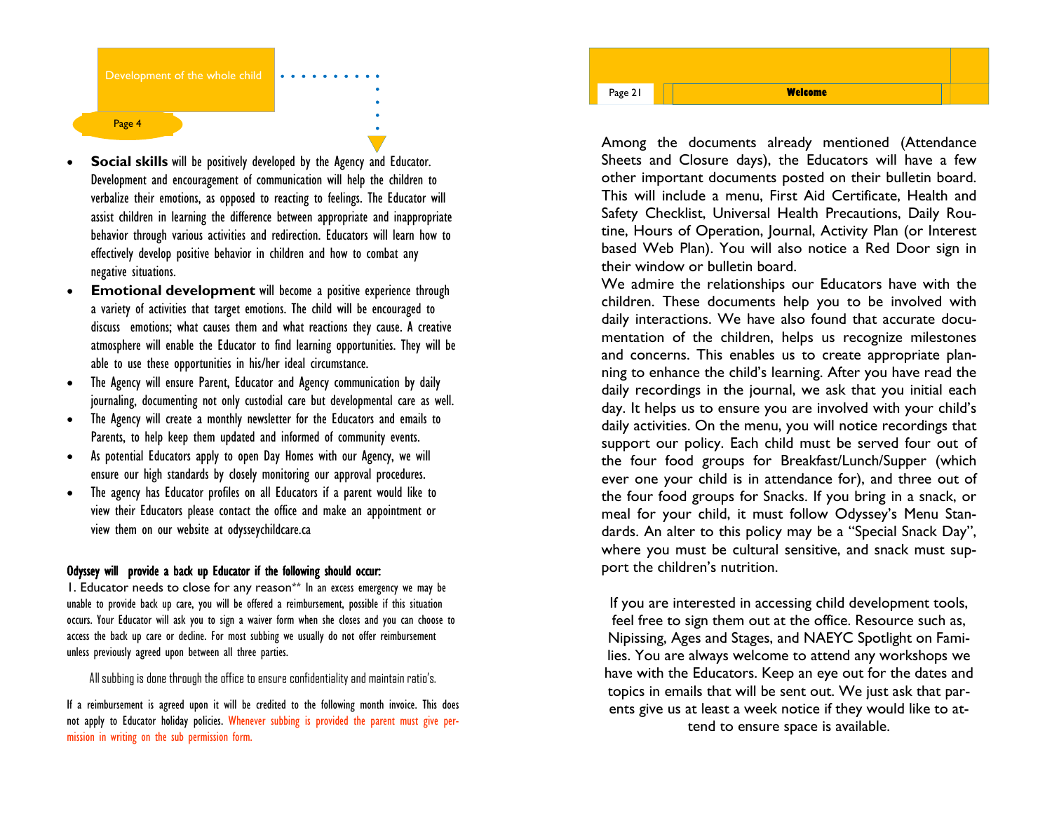## Development of the whole child

- **Social skills** will be positively developed by the Agency and Educator. Development and encouragement of communication will help the children to verbalize their emotions, as opposed to reacting to feelings. The Educator will assist children in learning the difference between appropriate and inappropriate behavior through various activities and redirection. Educators will learn how to effectively develop positive behavior in children and how to combat any negative situations.
- **Emotional development** will become a positive experience through a variety of activities that target emotions. The child will be encouraged to discuss emotions; what causes them and what reactions they cause. A creative atmosphere will enable the Educator to find learning opportunities. They will be able to use these opportunities in his/her ideal circumstance.
- The Agency will ensure Parent, Educator and Agency communication by daily journaling, documenting not only custodial care but developmental care as well.
- The Agency will create a monthly newsletter for the Educators and emails to Parents, to help keep them updated and informed of community events.
- As potential Educators apply to open Day Homes with our Agency, we will ensure our high standards by closely monitoring our approval procedures.
- The agency has Educator profiles on all Educators if a parent would like to view their Educators please contact the office and make an appointment or view them on our website at odysseychildcare.ca

**Odyssey will provide a back up Educator if the following should occur:**

1. Educator needs to close for any reason** In an excess emergency we may be unable to provide back up care, you will be offered a reimbursement, possible if this situation occurs. Your Educator will ask you to sign a waiver form when she closes and you can choose to access the back up care or decline. For most subbing we usually do not offer reimbursement unless previously agreed upon between all three parties.

All subbing is done through the office to ensure confidentiality and maintain ratio's.

If a reimbursement is agreed upon it will be credited to the following month invoice. This does not apply to Educator holiday policies. Whenever subbing is provided the parent must give permission in writing on the sub permission form.

## Welcome

Among the documents already mentioned (Attendance Sheets and Closure days), the Educators will have a few other important documents posted on their bulletin board. This will include a menu, First Aid Certificate, Health and Safety Checklist, Universal Health Precautions, Daily Routine, Hours of Operation, Journal, Activity Plan (or Interest based Web Plan). You will also notice a Red Door sign in their window or bulletin board.

We admire the relationships our Educators have with the children. These documents help you to be involved with daily interactions. We have also found that accurate documentation of the children, helps us recognize milestones and concerns. This enables us to create appropriate planning to enhance the child's learning. After you have read the daily recordings in the journal, we ask that you initial each day. It helps us to ensure you are involved with your child's daily activities. On the menu, you will notice recordings that support our policy. Each child must be served four out of the four food groups for Breakfast/Lunch/Supper (which ever one your child is in attendance for), and three out of the four food groups for Snacks. If you bring in a snack, or meal for your child, it must follow Odyssey's Menu Standards. An alter to this policy may be a "Special Snack Day", where you must be cultural sensitive, and snack must support the children's nutrition.

If you are interested in accessing child development tools, feel free to sign them out at the office. Resource such as, Nipissing, Ages and Stages, and NAEYC Spotlight on Families. You are always welcome to attend any workshops we have with the Educators. Keep an eye out for the dates and topics in emails that will be sent out. We just ask that parents give us at least a week notice if they would like to attend to ensure space is available.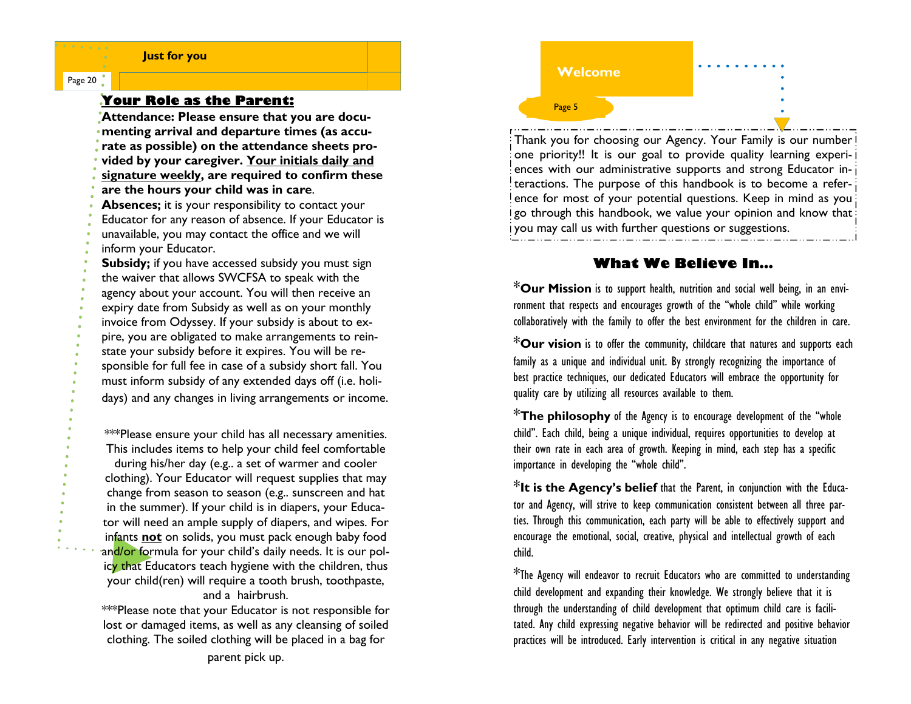## Just for you

### Your Role as the Parent:

**Attendance: Please ensure that you are documenting arrival and departure times (as accurate as possible) on the attendance sheets provided by your caregiver. <u>Your initials daily and signature weekly</u>, are required to confirm these are the hours your child was in care**.

**Absences;** it is your responsibility to contact your Educator for any reason of absence. If your Educator is unavailable, you may contact the office and we will inform your Educator.

**Subsidy;** if you have accessed subsidy you must sign the waiver that allows SWCFSA to speak with the agency about your account. You will then receive an expiry date from Subsidy as well as on your monthly invoice from Odyssey. If your subsidy is about to expire, you are obligated to make arrangements to reinstate your subsidy before it expires. You will be responsible for full fee in case of a subsidy short fall. You must inform subsidy of any extended days off (i.e. holidays) and any changes in living arrangements or income.

***Please ensure your child has all necessary amenities. This includes items to help your child feel comfortable during his/her day (e.g.. a set of warmer and cooler clothing). Your Educator will request supplies that may change from season to season (e.g.. sunscreen and hat in the summer). If your child is in diapers, your Educator will need an ample supply of diapers, and wipes. For infants **<u>not</u>** on solids, you must pack enough baby food and/or formula for your child's daily needs. It is our policy that Educators teach hygiene with the children, thus your child(ren) will require a tooth brush, toothpaste, and a hairbrush.

***Please note that your Educator is not responsible for lost or damaged items, as well as any cleansing of soiled clothing. The soiled clothing will be placed in a bag for parent pick up.

## Welcome

Thank you for choosing our Agency. Your Family is our number one priority!! It is our goal to provide quality learning experiences with our administrative supports and strong Educator interactions. The purpose of this handbook is to become a reference for most of your potential questions. Keep in mind as you go through this handbook, we value your opinion and know that you may call us with further questions or suggestions.

### What We Believe In...

*__Our Mission__ is to support health, nutrition and social well being, in an environment that respects and encourages growth of the "whole child" while working collaboratively with the family to offer the best environment for the children in care.

*__Our vision__ is to offer the community, childcare that natures and supports each family as a unique and individual unit. By strongly recognizing the importance of best practice techniques, our dedicated Educators will embrace the opportunity for quality care by utilizing all resources available to them.

*__The philosophy__ of the Agency is to encourage development of the "whole child". Each child, being a unique individual, requires opportunities to develop at their own rate in each area of growth. Keeping in mind, each step has a specific importance in developing the "whole child".

*__It is the Agency's belief__ that the Parent, in conjunction with the Educator and Agency, will strive to keep communication consistent between all three parties. Through this communication, each party will be able to effectively support and encourage the emotional, social, creative, physical and intellectual growth of each child.

*The Agency will endeavor to recruit Educators who are committed to understanding child development and expanding their knowledge. We strongly believe that it is through the understanding of child development that optimum child care is facilitated. Any child expressing negative behavior will be redirected and positive behavior practices will be introduced. Early intervention is critical in any negative situation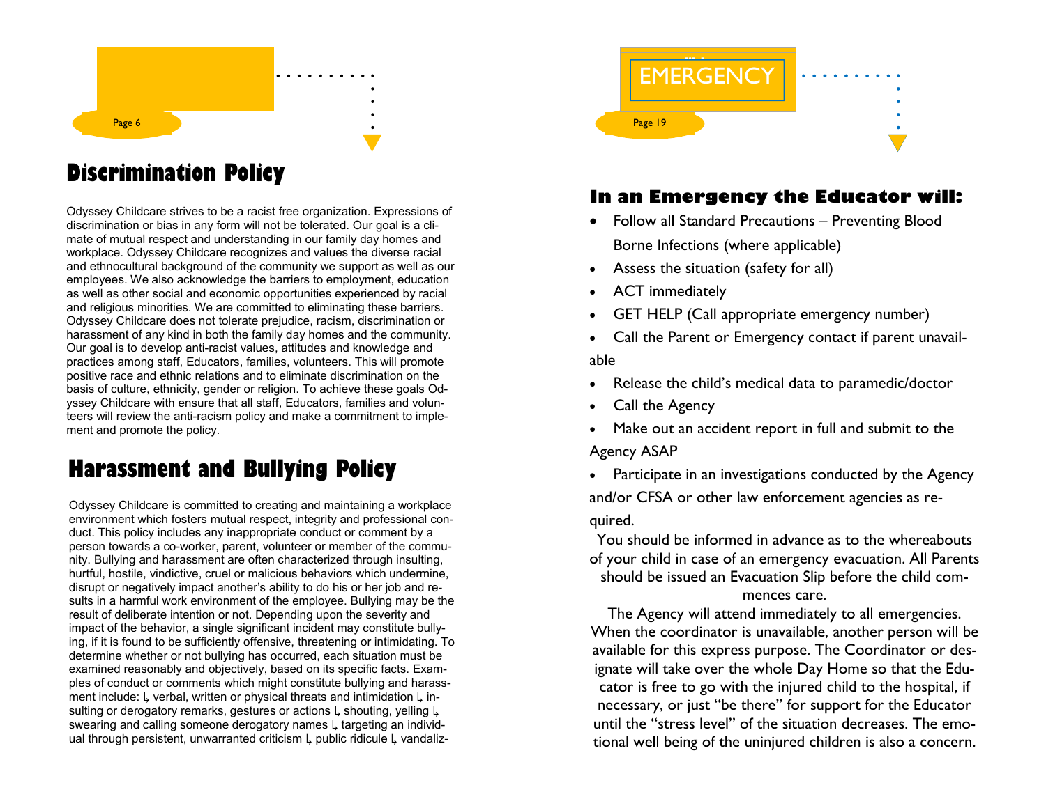# Discrimination Policy

Odyssey Childcare strives to be a racist free organization. Expressions of discrimination or bias in any form will not be tolerated. Our goal is a climate of mutual respect and understanding in our family day homes and workplace. Odyssey Childcare recognizes and values the diverse racial and ethnocultural background of the community we support as well as our employees. We also acknowledge the barriers to employment, education as well as other social and economic opportunities experienced by racial and religious minorities. We are committed to eliminating these barriers. Odyssey Childcare does not tolerate prejudice, racism, discrimination or harassment of any kind in both the family day homes and the community. Our goal is to develop anti-racist values, attitudes and knowledge and practices among staff, Educators, families, volunteers. This will promote positive race and ethnic relations and to eliminate discrimination on the basis of culture, ethnicity, gender or religion. To achieve these goals Odyssey Childcare with ensure that all staff, Educators, families and volunteers will review the anti-racism policy and make a commitment to implement and promote the policy.

# Harassment and Bullying Policy

Odyssey Childcare is committed to creating and maintaining a workplace environment which fosters mutual respect, integrity and professional conduct. This policy includes any inappropriate conduct or comment by a person towards a co-worker, parent, volunteer or member of the community. Bullying and harassment are often characterized through insulting, hurtful, hostile, vindictive, cruel or malicious behaviors which undermine, disrupt or negatively impact another's ability to do his or her job and results in a harmful work environment of the employee. Bullying may be the result of deliberate intention or not. Depending upon the severity and impact of the behavior, a single significant incident may constitute bullying, if it is found to be sufficiently offensive, threatening or intimidating. To determine whether or not bullying has occurred, each situation must be examined reasonably and objectively, based on its specific facts. Examples of conduct or comments which might constitute bullying and harassment include: ↳ verbal, written or physical threats and intimidation ↳ insulting or derogatory remarks, gestures or actions ↳ shouting, yelling ↳ swearing and calling someone derogatory names ↳ targeting an individual through persistent, unwarranted criticism ↳ public ridicule ↳ vandaliz-

EMERGENCY

## In an Emergency the Educator will:

- Follow all Standard Precautions – Preventing Blood Borne Infections (where applicable)
- Assess the situation (safety for all)
- ACT immediately
- GET HELP (Call appropriate emergency number)
- Call the Parent or Emergency contact if parent unavailable
- Release the child's medical data to paramedic/doctor
- Call the Agency
- Make out an accident report in full and submit to the Agency ASAP
- Participate in an investigations conducted by the Agency and/or CFSA or other law enforcement agencies as required.

You should be informed in advance as to the whereabouts of your child in case of an emergency evacuation. All Parents should be issued an Evacuation Slip before the child commences care.

The Agency will attend immediately to all emergencies. When the coordinator is unavailable, another person will be available for this express purpose. The Coordinator or designate will take over the whole Day Home so that the Educator is free to go with the injured child to the hospital, if necessary, or just "be there" for support for the Educator until the "stress level" of the situation decreases. The emotional well being of the uninjured children is also a concern.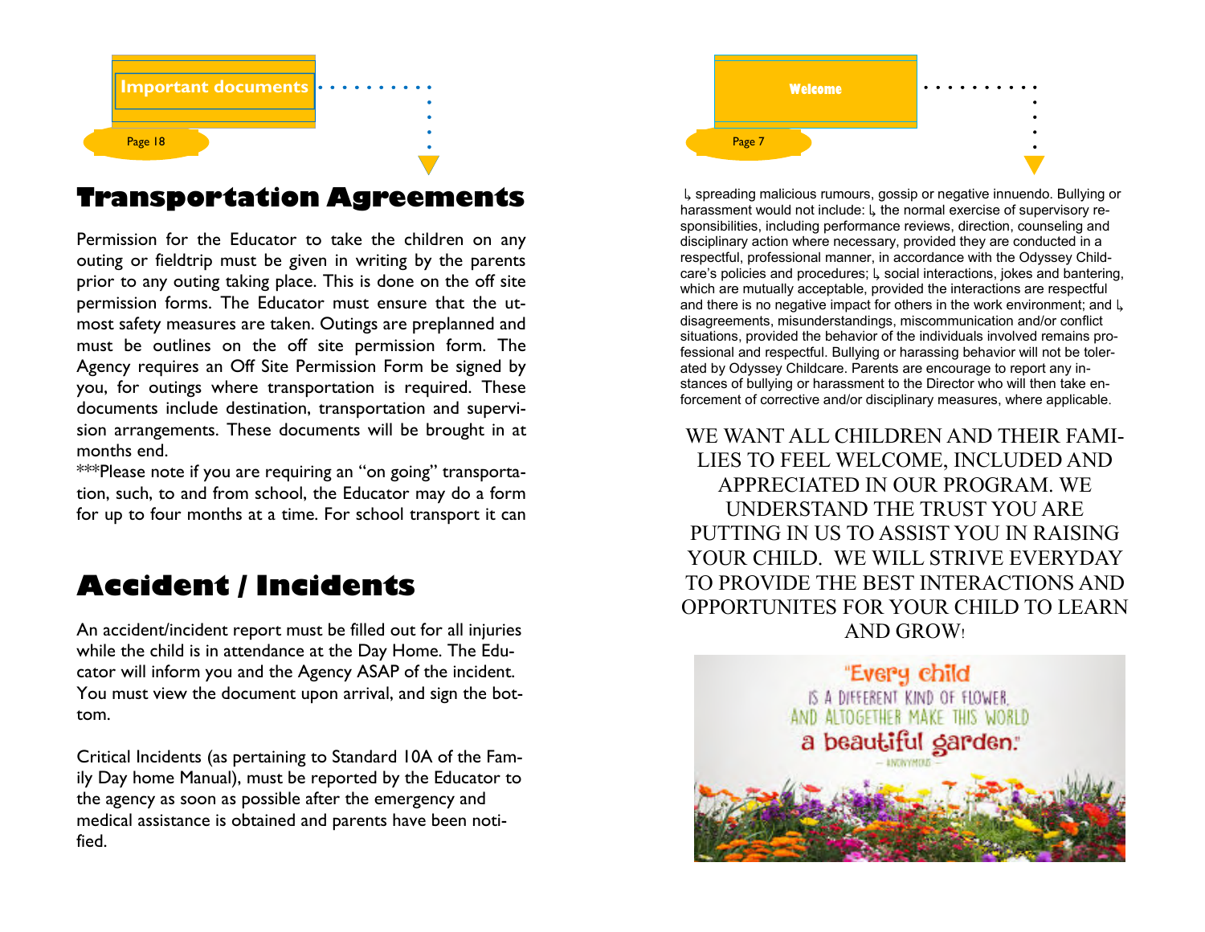## Important documents

# Transportation Agreements

Permission for the Educator to take the children on any outing or fieldtrip must be given in writing by the parents prior to any outing taking place. This is done on the off site permission forms. The Educator must ensure that the utmost safety measures are taken. Outings are preplanned and must be outlines on the off site permission form. The Agency requires an Off Site Permission Form be signed by you, for outings where transportation is required. These documents include destination, transportation and supervision arrangements. These documents will be brought in at months end.

***Please note if you are requiring an "on going" transportation, such, to and from school, the Educator may do a form for up to four months at a time. For school transport it can

# Accident / Incidents

An accident/incident report must be filled out for all injuries while the child is in attendance at the Day Home. The Educator will inform you and the Agency ASAP of the incident. You must view the document upon arrival, and sign the bottom.

Critical Incidents (as pertaining to Standard 10A of the Family Day home Manual), must be reported by the Educator to the agency as soon as possible after the emergency and medical assistance is obtained and parents have been notified.

## Welcome

↳ spreading malicious rumours, gossip or negative innuendo. Bullying or harassment would not include: ↳ the normal exercise of supervisory responsibilities, including performance reviews, direction, counseling and disciplinary action where necessary, provided they are conducted in a respectful, professional manner, in accordance with the Odyssey Childcare's policies and procedures; ↳ social interactions, jokes and bantering, which are mutually acceptable, provided the interactions are respectful and there is no negative impact for others in the work environment; and ↳ disagreements, misunderstandings, miscommunication and/or conflict situations, provided the behavior of the individuals involved remains professional and respectful. Bullying or harassing behavior will not be tolerated by Odyssey Childcare. Parents are encourage to report any instances of bullying or harassment to the Director who will then take enforcement of corrective and/or disciplinary measures, where applicable.

WE WANT ALL CHILDREN AND THEIR FAMILIES TO FEEL WELCOME, INCLUDED AND APPRECIATED IN OUR PROGRAM. WE UNDERSTAND THE TRUST YOU ARE PUTTING IN US TO ASSIST YOU IN RAISING YOUR CHILD. WE WILL STRIVE EVERYDAY TO PROVIDE THE BEST INTERACTIONS AND OPPORTUNITES FOR YOUR CHILD TO LEARN AND GROW!

"Every child is a different kind of flower, and altogether make this world a beautiful garden." — Anonymous —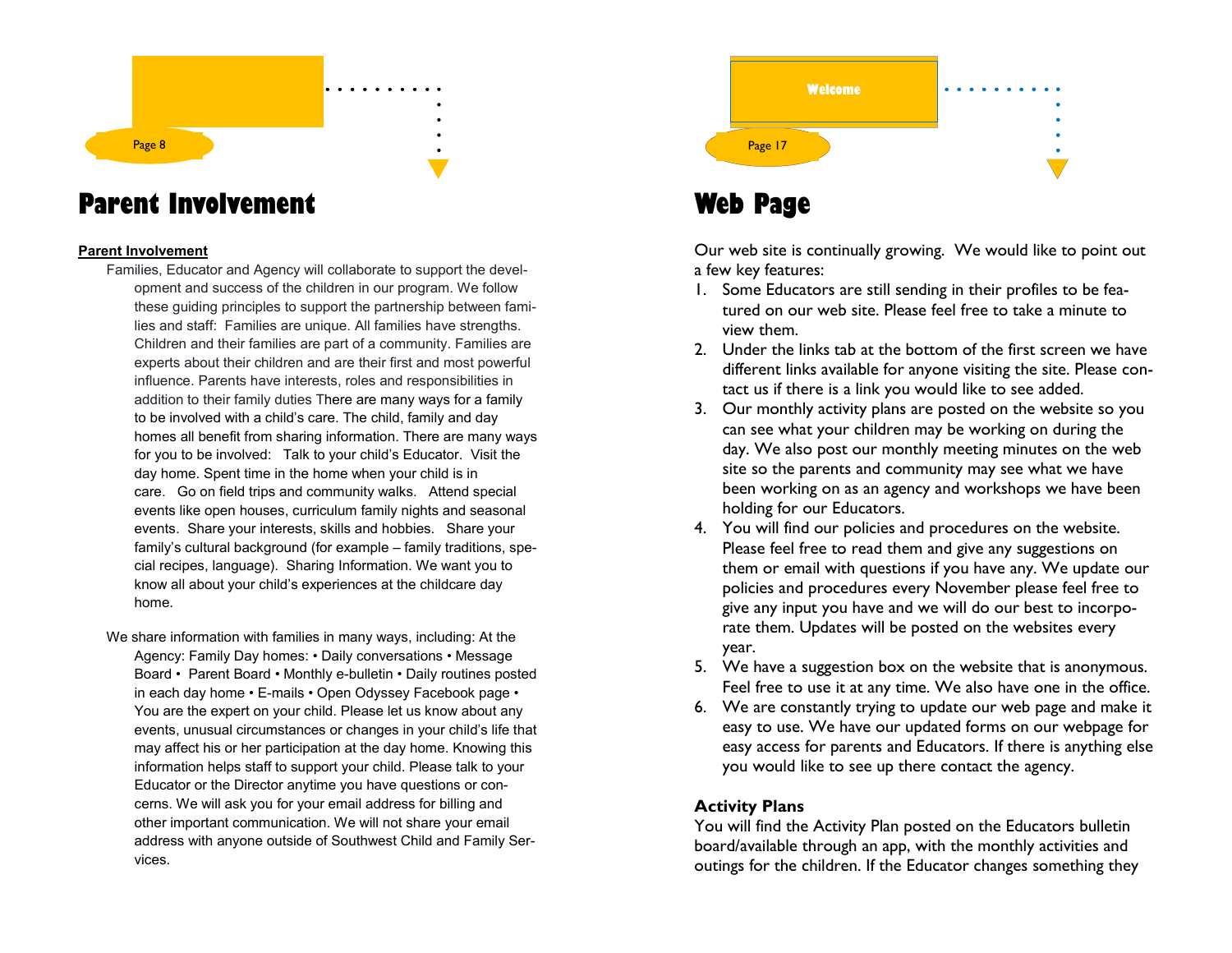# Parent Involvement

**Parent Involvement**

Families, Educator and Agency will collaborate to support the development and success of the children in our program. We follow these guiding principles to support the partnership between families and staff: Families are unique. All families have strengths. Children and their families are part of a community. Families are experts about their children and are their first and most powerful influence. Parents have interests, roles and responsibilities in addition to their family duties There are many ways for a family to be involved with a child's care. The child, family and day homes all benefit from sharing information. There are many ways for you to be involved: Talk to your child's Educator. Visit the day home. Spent time in the home when your child is in care. Go on field trips and community walks. Attend special events like open houses, curriculum family nights and seasonal events. Share your interests, skills and hobbies. Share your family's cultural background (for example – family traditions, special recipes, language). Sharing Information. We want you to know all about your child's experiences at the childcare day home.

We share information with families in many ways, including: At the Agency: Family Day homes: • Daily conversations • Message Board • Parent Board • Monthly e-bulletin • Daily routines posted in each day home • E-mails • Open Odyssey Facebook page • You are the expert on your child. Please let us know about any events, unusual circumstances or changes in your child's life that may affect his or her participation at the day home. Knowing this information helps staff to support your child. Please talk to your Educator or the Director anytime you have questions or concerns. We will ask you for your email address for billing and other important communication. We will not share your email address with anyone outside of Southwest Child and Family Services.

Welcome

# Web Page

Our web site is continually growing. We would like to point out a few key features:

1. Some Educators are still sending in their profiles to be featured on our web site. Please feel free to take a minute to view them.
2. Under the links tab at the bottom of the first screen we have different links available for anyone visiting the site. Please contact us if there is a link you would like to see added.
3. Our monthly activity plans are posted on the website so you can see what your children may be working on during the day. We also post our monthly meeting minutes on the web site so the parents and community may see what we have been working on as an agency and workshops we have been holding for our Educators.
4. You will find our policies and procedures on the website. Please feel free to read them and give any suggestions on them or email with questions if you have any. We update our policies and procedures every November please feel free to give any input you have and we will do our best to incorporate them. Updates will be posted on the websites every year.
5. We have a suggestion box on the website that is anonymous. Feel free to use it at any time. We also have one in the office.
6. We are constantly trying to update our web page and make it easy to use. We have our updated forms on our webpage for easy access for parents and Educators. If there is anything else you would like to see up there contact the agency.

**Activity Plans**

You will find the Activity Plan posted on the Educators bulletin board/available through an app, with the monthly activities and outings for the children. If the Educator changes something they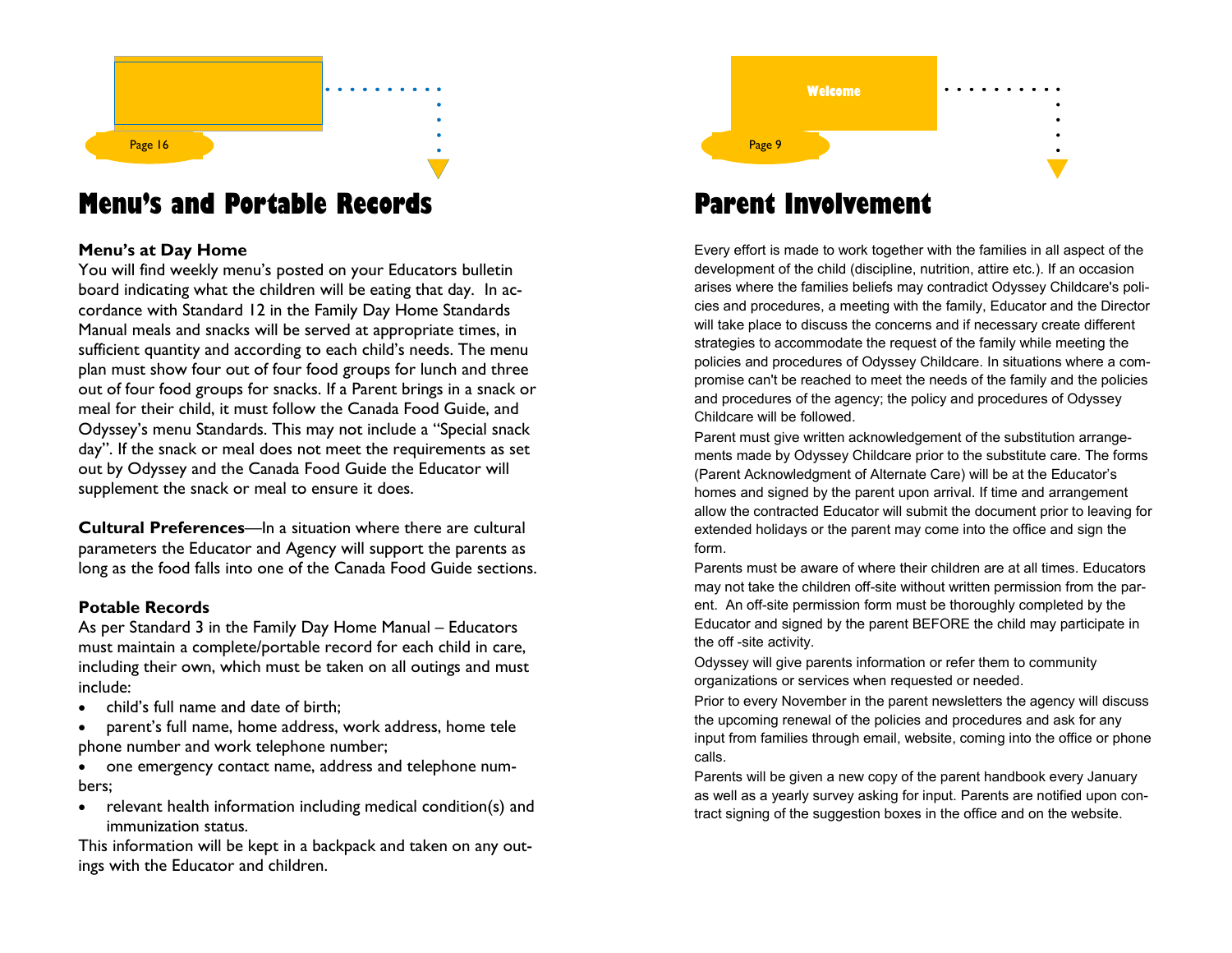# Menu's and Portable Records

**Menu's at Day Home**

You will find weekly menu's posted on your Educators bulletin board indicating what the children will be eating that day. In accordance with Standard 12 in the Family Day Home Standards Manual meals and snacks will be served at appropriate times, in sufficient quantity and according to each child's needs. The menu plan must show four out of four food groups for lunch and three out of four food groups for snacks. If a Parent brings in a snack or meal for their child, it must follow the Canada Food Guide, and Odyssey's menu Standards. This may not include a "Special snack day". If the snack or meal does not meet the requirements as set out by Odyssey and the Canada Food Guide the Educator will supplement the snack or meal to ensure it does.

**Cultural Preferences**—In a situation where there are cultural parameters the Educator and Agency will support the parents as long as the food falls into one of the Canada Food Guide sections.

**Potable Records**

As per Standard 3 in the Family Day Home Manual – Educators must maintain a complete/portable record for each child in care, including their own, which must be taken on all outings and must include:

- child's full name and date of birth;
- parent's full name, home address, work address, home tele phone number and work telephone number;
- one emergency contact name, address and telephone numbers;
- relevant health information including medical condition(s) and immunization status.

This information will be kept in a backpack and taken on any outings with the Educator and children.

Welcome

# Parent Involvement

Every effort is made to work together with the families in all aspect of the development of the child (discipline, nutrition, attire etc.). If an occasion arises where the families beliefs may contradict Odyssey Childcare's policies and procedures, a meeting with the family, Educator and the Director will take place to discuss the concerns and if necessary create different strategies to accommodate the request of the family while meeting the policies and procedures of Odyssey Childcare. In situations where a compromise can't be reached to meet the needs of the family and the policies and procedures of the agency; the policy and procedures of Odyssey Childcare will be followed.

Parent must give written acknowledgement of the substitution arrangements made by Odyssey Childcare prior to the substitute care. The forms (Parent Acknowledgment of Alternate Care) will be at the Educator's homes and signed by the parent upon arrival. If time and arrangement allow the contracted Educator will submit the document prior to leaving for extended holidays or the parent may come into the office and sign the form.

Parents must be aware of where their children are at all times. Educators may not take the children off-site without written permission from the parent. An off-site permission form must be thoroughly completed by the Educator and signed by the parent BEFORE the child may participate in the off -site activity.

Odyssey will give parents information or refer them to community organizations or services when requested or needed.

Prior to every November in the parent newsletters the agency will discuss the upcoming renewal of the policies and procedures and ask for any input from families through email, website, coming into the office or phone calls.

Parents will be given a new copy of the parent handbook every January as well as a yearly survey asking for input. Parents are notified upon contract signing of the suggestion boxes in the office and on the website.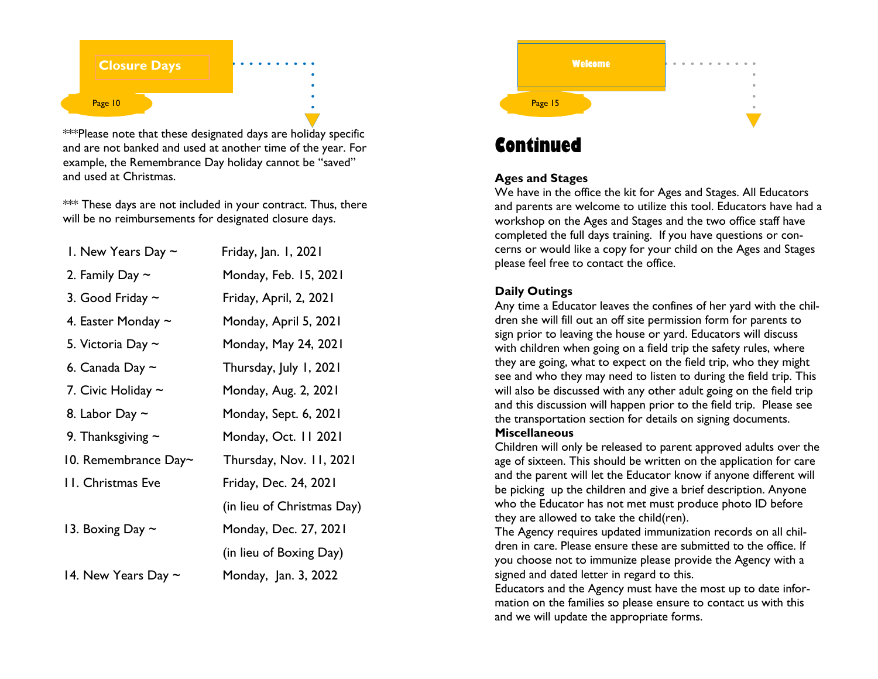## Closure Days

***Please note that these designated days are holiday specific and are not banked and used at another time of the year. For example, the Remembrance Day holiday cannot be “saved” and used at Christmas.

*** These days are not included in your contract. Thus, there will be no reimbursements for designated closure days.

| | |
|---|---|
| 1. New Years Day ~ | Friday, Jan. 1, 2021 |
| 2. Family Day ~ | Monday, Feb. 15, 2021 |
| 3. Good Friday ~ | Friday, April, 2, 2021 |
| 4. Easter Monday ~ | Monday, April 5, 2021 |
| 5. Victoria Day ~ | Monday, May 24, 2021 |
| 6. Canada Day ~ | Thursday, July 1, 2021 |
| 7. Civic Holiday ~ | Monday, Aug. 2, 2021 |
| 8. Labor Day ~ | Monday, Sept. 6, 2021 |
| 9. Thanksgiving ~ | Monday, Oct. 11 2021 |
| 10. Remembrance Day~ | Thursday, Nov. 11, 2021 |
| 11. Christmas Eve | Friday, Dec. 24, 2021 (in lieu of Christmas Day) |
| 13. Boxing Day ~ | Monday, Dec. 27, 2021 (in lieu of Boxing Day) |
| 14. New Years Day ~ | Monday, Jan. 3, 2022 |

## Welcome

# Continued

**Ages and Stages**

We have in the office the kit for Ages and Stages. All Educators and parents are welcome to utilize this tool. Educators have had a workshop on the Ages and Stages and the two office staff have completed the full days training. If you have questions or concerns or would like a copy for your child on the Ages and Stages please feel free to contact the office.

**Daily Outings**

Any time a Educator leaves the confines of her yard with the children she will fill out an off site permission form for parents to sign prior to leaving the house or yard. Educators will discuss with children when going on a field trip the safety rules, where they are going, what to expect on the field trip, who they might see and who they may need to listen to during the field trip. This will also be discussed with any other adult going on the field trip and this discussion will happen prior to the field trip. Please see the transportation section for details on signing documents.

**Miscellaneous**

Children will only be released to parent approved adults over the age of sixteen. This should be written on the application for care and the parent will let the Educator know if anyone different will be picking up the children and give a brief description. Anyone who the Educator has not met must produce photo ID before they are allowed to take the child(ren).

The Agency requires updated immunization records on all children in care. Please ensure these are submitted to the office. If you choose not to immunize please provide the Agency with a signed and dated letter in regard to this.

Educators and the Agency must have the most up to date information on the families so please ensure to contact us with this and we will update the appropriate forms.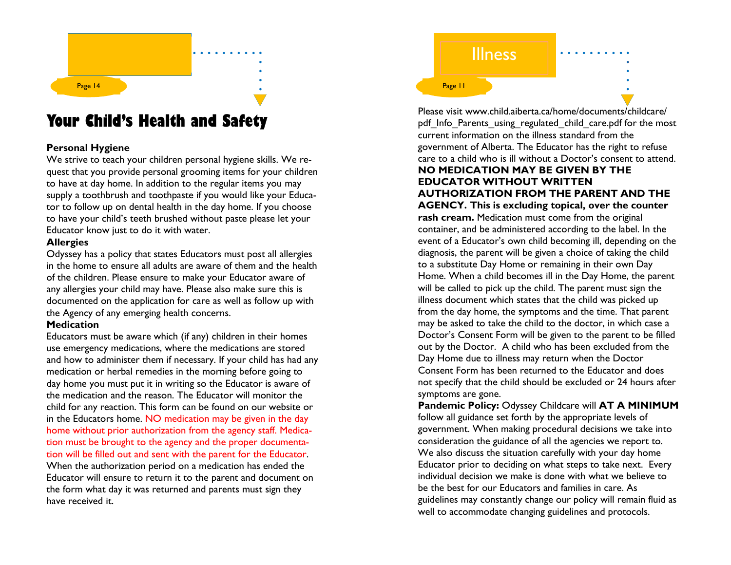# Your Child's Health and Safety

**Personal Hygiene**

We strive to teach your children personal hygiene skills. We request that you provide personal grooming items for your children to have at day home. In addition to the regular items you may supply a toothbrush and toothpaste if you would like your Educator to follow up on dental health in the day home. If you choose to have your child's teeth brushed without paste please let your Educator know just to do it with water.

**Allergies**

Odyssey has a policy that states Educators must post all allergies in the home to ensure all adults are aware of them and the health of the children. Please ensure to make your Educator aware of any allergies your child may have. Please also make sure this is documented on the application for care as well as follow up with the Agency of any emerging health concerns.

**Medication**

Educators must be aware which (if any) children in their homes use emergency medications, where the medications are stored and how to administer them if necessary. If your child has had any medication or herbal remedies in the morning before going to day home you must put it in writing so the Educator is aware of the medication and the reason. The Educator will monitor the child for any reaction. This form can be found on our website or in the Educators home. NO medication may be given in the day home without prior authorization from the agency staff. Medication must be brought to the agency and the proper documentation will be filled out and sent with the parent for the Educator. When the authorization period on a medication has ended the Educator will ensure to return it to the parent and document on the form what day it was returned and parents must sign they have received it.

## Illness

Please visit www.child.aiberta.ca/home/documents/childcare/pdf_Info_Parents_using_regulated_child_care.pdf for the most current information on the illness standard from the government of Alberta. The Educator has the right to refuse care to a child who is ill without a Doctor's consent to attend. **NO MEDICATION MAY BE GIVEN BY THE EDUCATOR WITHOUT WRITTEN AUTHORIZATION FROM THE PARENT AND THE AGENCY. This is excluding topical, over the counter rash cream.** Medication must come from the original container, and be administered according to the label. In the event of a Educator's own child becoming ill, depending on the diagnosis, the parent will be given a choice of taking the child to a substitute Day Home or remaining in their own Day Home. When a child becomes ill in the Day Home, the parent will be called to pick up the child. The parent must sign the illness document which states that the child was picked up from the day home, the symptoms and the time. That parent may be asked to take the child to the doctor, in which case a Doctor's Consent Form will be given to the parent to be filled out by the Doctor. A child who has been excluded from the Day Home due to illness may return when the Doctor Consent Form has been returned to the Educator and does not specify that the child should be excluded or 24 hours after symptoms are gone.

**Pandemic Policy:** Odyssey Childcare will **AT A MINIMUM** follow all guidance set forth by the appropriate levels of government. When making procedural decisions we take into consideration the guidance of all the agencies we report to. We also discuss the situation carefully with your day home Educator prior to deciding on what steps to take next. Every individual decision we make is done with what we believe to be the best for our Educators and families in care. As guidelines may constantly change our policy will remain fluid as well to accommodate changing guidelines and protocols.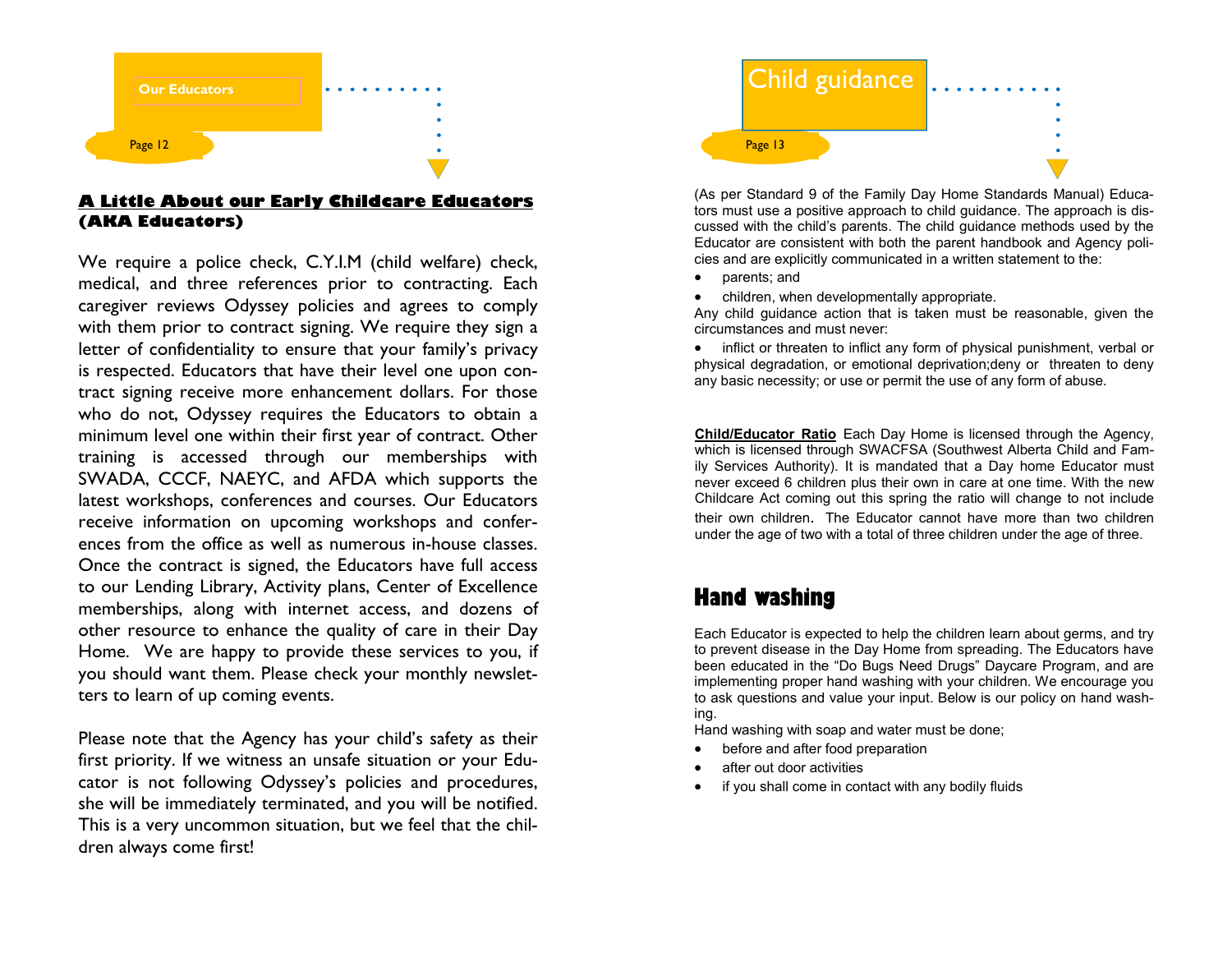## Our Educators

### A Little About our Early Childcare Educators (AKA Educators)

We require a police check, C.Y.I.M (child welfare) check, medical, and three references prior to contracting. Each caregiver reviews Odyssey policies and agrees to comply with them prior to contract signing. We require they sign a letter of confidentiality to ensure that your family's privacy is respected. Educators that have their level one upon contract signing receive more enhancement dollars. For those who do not, Odyssey requires the Educators to obtain a minimum level one within their first year of contract. Other training is accessed through our memberships with SWADA, CCCF, NAEYC, and AFDA which supports the latest workshops, conferences and courses. Our Educators receive information on upcoming workshops and conferences from the office as well as numerous in-house classes. Once the contract is signed, the Educators have full access to our Lending Library, Activity plans, Center of Excellence memberships, along with internet access, and dozens of other resource to enhance the quality of care in their Day Home. We are happy to provide these services to you, if you should want them. Please check your monthly newsletters to learn of up coming events.

Please note that the Agency has your child's safety as their first priority. If we witness an unsafe situation or your Educator is not following Odyssey's policies and procedures, she will be immediately terminated, and you will be notified. This is a very uncommon situation, but we feel that the children always come first!

## Child guidance

(As per Standard 9 of the Family Day Home Standards Manual) Educators must use a positive approach to child guidance. The approach is discussed with the child's parents. The child guidance methods used by the Educator are consistent with both the parent handbook and Agency policies and are explicitly communicated in a written statement to the:

- parents; and
- children, when developmentally appropriate.

Any child guidance action that is taken must be reasonable, given the circumstances and must never:

- inflict or threaten to inflict any form of physical punishment, verbal or physical degradation, or emotional deprivation;deny or threaten to deny any basic necessity; or use or permit the use of any form of abuse.

**Child/Educator Ratio** Each Day Home is licensed through the Agency, which is licensed through SWACFSA (Southwest Alberta Child and Family Services Authority). It is mandated that a Day home Educator must never exceed 6 children plus their own in care at one time. With the new Childcare Act coming out this spring the ratio will change to not include their own children. The Educator cannot have more than two children under the age of two with a total of three children under the age of three.

## Hand washing

Each Educator is expected to help the children learn about germs, and try to prevent disease in the Day Home from spreading. The Educators have been educated in the "Do Bugs Need Drugs" Daycare Program, and are implementing proper hand washing with your children. We encourage you to ask questions and value your input. Below is our policy on hand washing.

Hand washing with soap and water must be done;

- before and after food preparation
- after out door activities
- if you shall come in contact with any bodily fluids